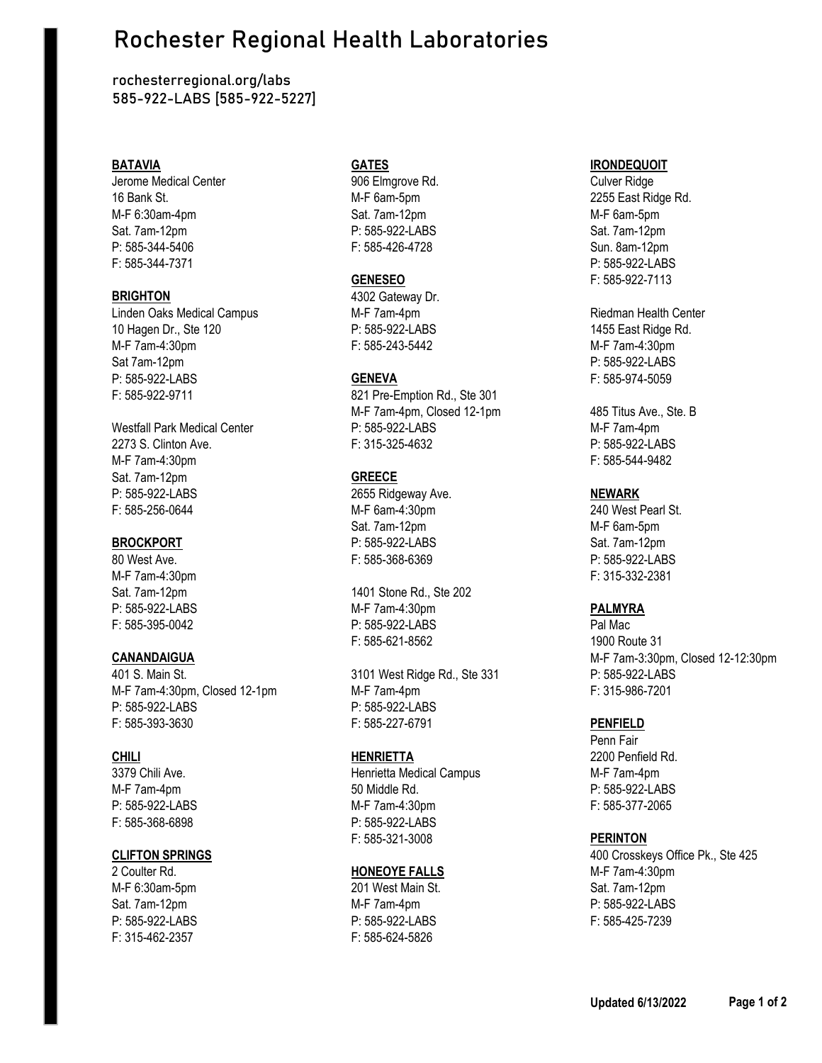# Rochester Regional Health Laboratories

rochesterregional.org/labs
585-922-LABS [585-922-5227]

**BATAVIA**
Jerome Medical Center
16 Bank St.
M-F 6:30am-4pm
Sat. 7am-12pm
P: 585-344-5406
F: 585-344-7371

**BRIGHTON**
Linden Oaks Medical Campus
10 Hagen Dr., Ste 120
M-F 7am-4:30pm
Sat 7am-12pm
P: 585-922-LABS
F: 585-922-9711

Westfall Park Medical Center
2273 S. Clinton Ave.
M-F 7am-4:30pm
Sat. 7am-12pm
P: 585-922-LABS
F: 585-256-0644

**BROCKPORT**
80 West Ave.
M-F 7am-4:30pm
Sat. 7am-12pm
P: 585-922-LABS
F: 585-395-0042

**CANANDAIGUA**
401 S. Main St.
M-F 7am-4:30pm, Closed 12-1pm
P: 585-922-LABS
F: 585-393-3630

**CHILI**
3379 Chili Ave.
M-F 7am-4pm
P: 585-922-LABS
F: 585-368-6898

**CLIFTON SPRINGS**
2 Coulter Rd.
M-F 6:30am-5pm
Sat. 7am-12pm
P: 585-922-LABS
F: 315-462-2357

**GATES**
906 Elmgrove Rd.
M-F 6am-5pm
Sat. 7am-12pm
P: 585-922-LABS
F: 585-426-4728

**GENESEO**
4302 Gateway Dr.
M-F 7am-4pm
P: 585-922-LABS
F: 585-243-5442

**GENEVA**
821 Pre-Emption Rd., Ste 301
M-F 7am-4pm, Closed 12-1pm
P: 585-922-LABS
F: 315-325-4632

**GREECE**
2655 Ridgeway Ave.
M-F 6am-4:30pm
Sat. 7am-12pm
P: 585-922-LABS
F: 585-368-6369

1401 Stone Rd., Ste 202
M-F 7am-4:30pm
P: 585-922-LABS
F: 585-621-8562

3101 West Ridge Rd., Ste 331
M-F 7am-4pm
P: 585-922-LABS
F: 585-227-6791

**HENRIETTA**
Henrietta Medical Campus
50 Middle Rd.
M-F 7am-4:30pm
P: 585-922-LABS
F: 585-321-3008

**HONEOYE FALLS**
201 West Main St.
M-F 7am-4pm
P: 585-922-LABS
F: 585-624-5826

**IRONDEQUOIT**
Culver Ridge
2255 East Ridge Rd.
M-F 6am-5pm
Sat. 7am-12pm
Sun. 8am-12pm
P: 585-922-LABS
F: 585-922-7113

Riedman Health Center
1455 East Ridge Rd.
M-F 7am-4:30pm
P: 585-922-LABS
F: 585-974-5059

485 Titus Ave., Ste. B
M-F 7am-4pm
P: 585-922-LABS
F: 585-544-9482

**NEWARK**
240 West Pearl St.
M-F 6am-5pm
Sat. 7am-12pm
P: 585-922-LABS
F: 315-332-2381

**PALMYRA**
Pal Mac
1900 Route 31
M-F 7am-3:30pm, Closed 12-12:30pm
P: 585-922-LABS
F: 315-986-7201

**PENFIELD**
Penn Fair
2200 Penfield Rd.
M-F 7am-4pm
P: 585-922-LABS
F: 585-377-2065

**PERINTON**
400 Crosskeys Office Pk., Ste 425
M-F 7am-4:30pm
Sat. 7am-12pm
P: 585-922-LABS
F: 585-425-7239

**Updated 6/13/2022**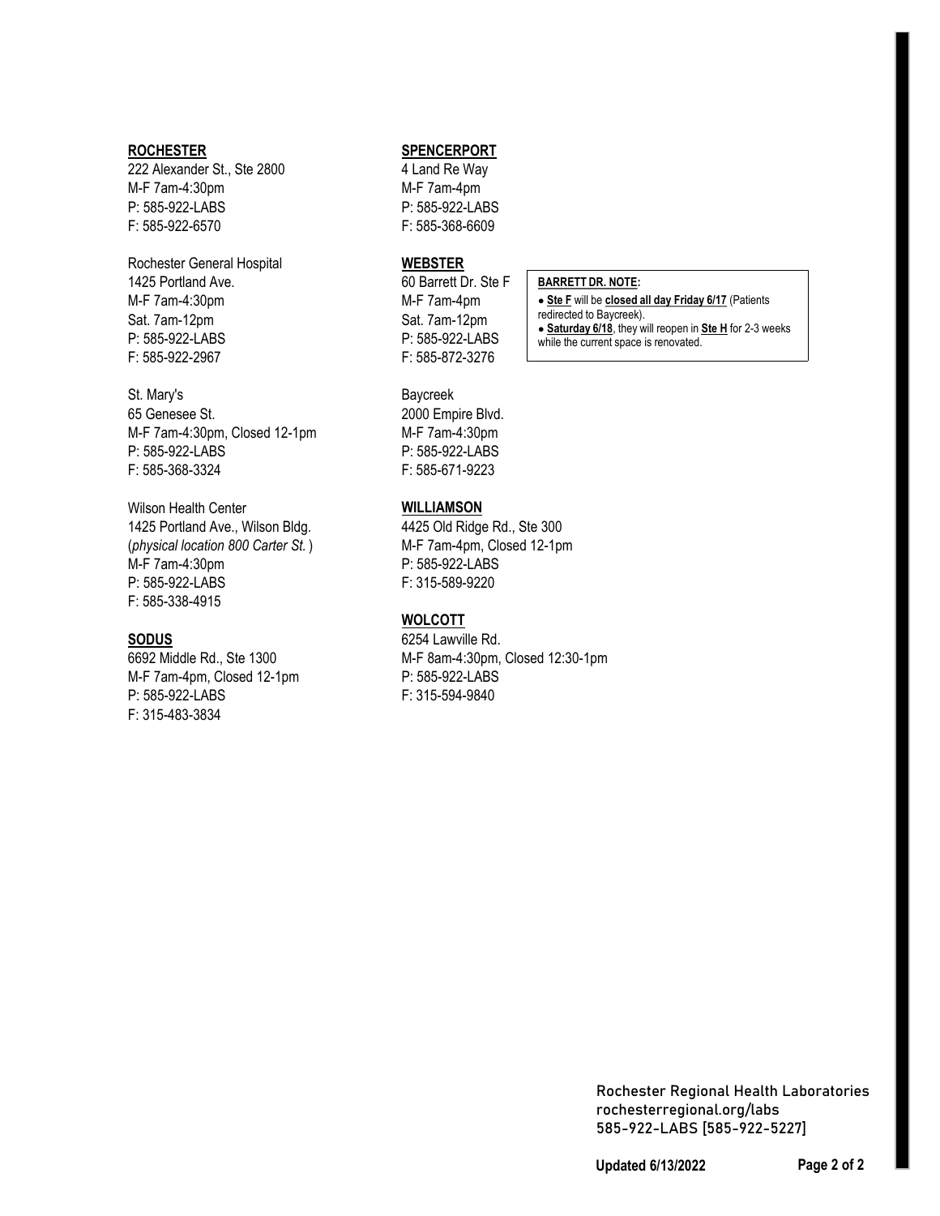**ROCHESTER**

222 Alexander St., Ste 2800
M-F 7am-4:30pm
P: 585-922-LABS
F: 585-922-6570

Rochester General Hospital
1425 Portland Ave.
M-F 7am-4:30pm
Sat. 7am-12pm
P: 585-922-LABS
F: 585-922-2967

St. Mary's
65 Genesee St.
M-F 7am-4:30pm, Closed 12-1pm
P: 585-922-LABS
F: 585-368-3324

Wilson Health Center
1425 Portland Ave., Wilson Bldg.
(*physical location 800 Carter St.*)
M-F 7am-4:30pm
P: 585-922-LABS
F: 585-338-4915

**SODUS**

6692 Middle Rd., Ste 1300
M-F 7am-4pm, Closed 12-1pm
P: 585-922-LABS
F: 315-483-3834

**SPENCERPORT**

4 Land Re Way
M-F 7am-4pm
P: 585-922-LABS
F: 585-368-6609

**WEBSTER**

60 Barrett Dr. Ste F
M-F 7am-4pm
Sat. 7am-12pm
P: 585-922-LABS
F: 585-872-3276

**BARRETT DR. NOTE:**
- **Ste F** will be **closed all day Friday 6/17** (Patients redirected to Baycreek).
- **Saturday 6/18**, they will reopen in **Ste H** for 2-3 weeks while the current space is renovated.

Baycreek
2000 Empire Blvd.
M-F 7am-4:30pm
P: 585-922-LABS
F: 585-671-9223

**WILLIAMSON**

4425 Old Ridge Rd., Ste 300
M-F 7am-4pm, Closed 12-1pm
P: 585-922-LABS
F: 315-589-9220

**WOLCOTT**

6254 Lawville Rd.
M-F 8am-4:30pm, Closed 12:30-1pm
P: 585-922-LABS
F: 315-594-9840

Rochester Regional Health Laboratories
rochesterregional.org/labs
585-922-LABS [585-922-5227]

**Updated 6/13/2022**